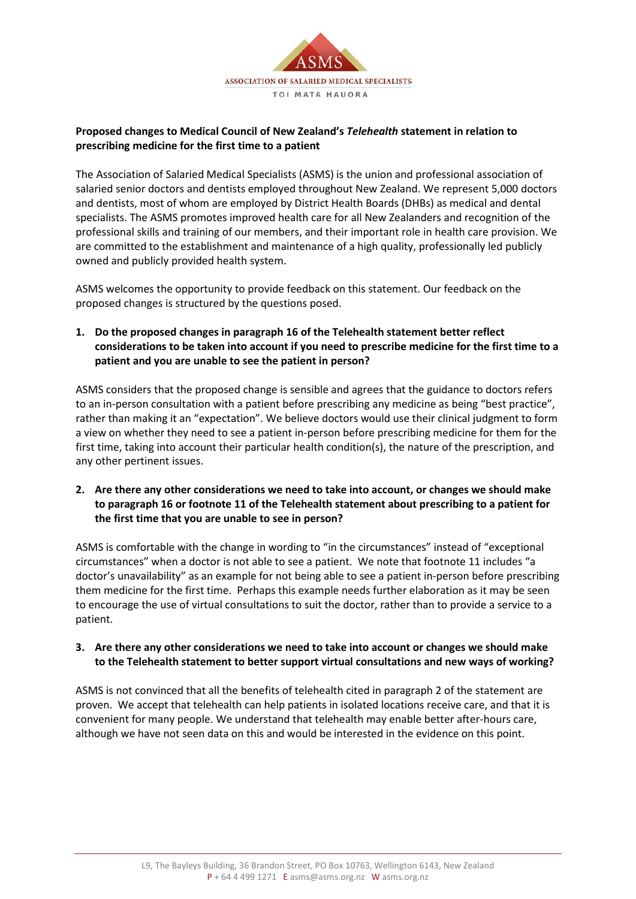ASMS

ASSOCIATION OF SALARIED MEDICAL SPECIALISTS

TOI MATA HAUORA

**Proposed changes to Medical Council of New Zealand's *Telehealth* statement in relation to prescribing medicine for the first time to a patient**

The Association of Salaried Medical Specialists (ASMS) is the union and professional association of salaried senior doctors and dentists employed throughout New Zealand. We represent 5,000 doctors and dentists, most of whom are employed by District Health Boards (DHBs) as medical and dental specialists. The ASMS promotes improved health care for all New Zealanders and recognition of the professional skills and training of our members, and their important role in health care provision. We are committed to the establishment and maintenance of a high quality, professionally led publicly owned and publicly provided health system.

ASMS welcomes the opportunity to provide feedback on this statement. Our feedback on the proposed changes is structured by the questions posed.

**1. Do the proposed changes in paragraph 16 of the Telehealth statement better reflect considerations to be taken into account if you need to prescribe medicine for the first time to a patient and you are unable to see the patient in person?**

ASMS considers that the proposed change is sensible and agrees that the guidance to doctors refers to an in-person consultation with a patient before prescribing any medicine as being "best practice", rather than making it an "expectation". We believe doctors would use their clinical judgment to form a view on whether they need to see a patient in-person before prescribing medicine for them for the first time, taking into account their particular health condition(s), the nature of the prescription, and any other pertinent issues.

**2. Are there any other considerations we need to take into account, or changes we should make to paragraph 16 or footnote 11 of the Telehealth statement about prescribing to a patient for the first time that you are unable to see in person?**

ASMS is comfortable with the change in wording to "in the circumstances" instead of "exceptional circumstances" when a doctor is not able to see a patient. We note that footnote 11 includes "a doctor's unavailability" as an example for not being able to see a patient in-person before prescribing them medicine for the first time. Perhaps this example needs further elaboration as it may be seen to encourage the use of virtual consultations to suit the doctor, rather than to provide a service to a patient.

**3. Are there any other considerations we need to take into account or changes we should make to the Telehealth statement to better support virtual consultations and new ways of working?**

ASMS is not convinced that all the benefits of telehealth cited in paragraph 2 of the statement are proven. We accept that telehealth can help patients in isolated locations receive care, and that it is convenient for many people. We understand that telehealth may enable better after-hours care, although we have not seen data on this and would be interested in the evidence on this point.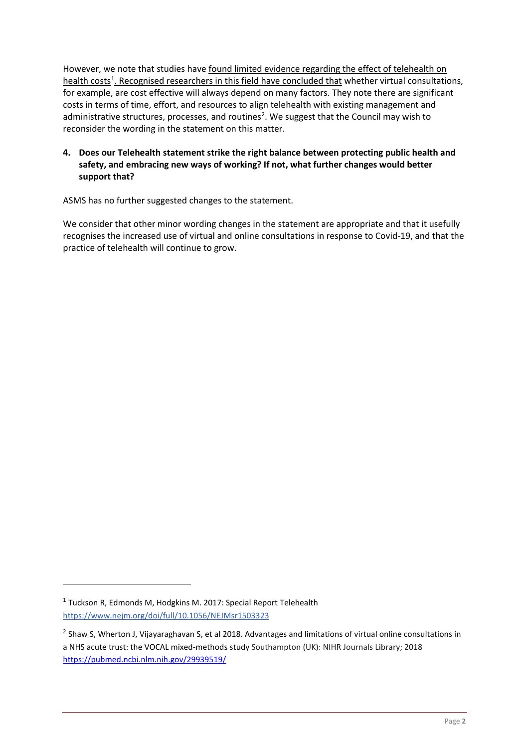However, we note that studies have found limited evidence regarding the effect of telehealth on health costs[1]. Recognised researchers in this field have concluded that whether virtual consultations, for example, are cost effective will always depend on many factors. They note there are significant costs in terms of time, effort, and resources to align telehealth with existing management and administrative structures, processes, and routines[2]. We suggest that the Council may wish to reconsider the wording in the statement on this matter.

**4. Does our Telehealth statement strike the right balance between protecting public health and safety, and embracing new ways of working? If not, what further changes would better support that?**

ASMS has no further suggested changes to the statement.

We consider that other minor wording changes in the statement are appropriate and that it usefully recognises the increased use of virtual and online consultations in response to Covid-19, and that the practice of telehealth will continue to grow.

---

[1] Tuckson R, Edmonds M, Hodgkins M. 2017: Special Report Telehealth https://www.nejm.org/doi/full/10.1056/NEJMsr1503323

[2] Shaw S, Wherton J, Vijayaraghavan S, et al 2018. Advantages and limitations of virtual online consultations in a NHS acute trust: the VOCAL mixed-methods study Southampton (UK): NIHR Journals Library; 2018 https://pubmed.ncbi.nlm.nih.gov/29939519/